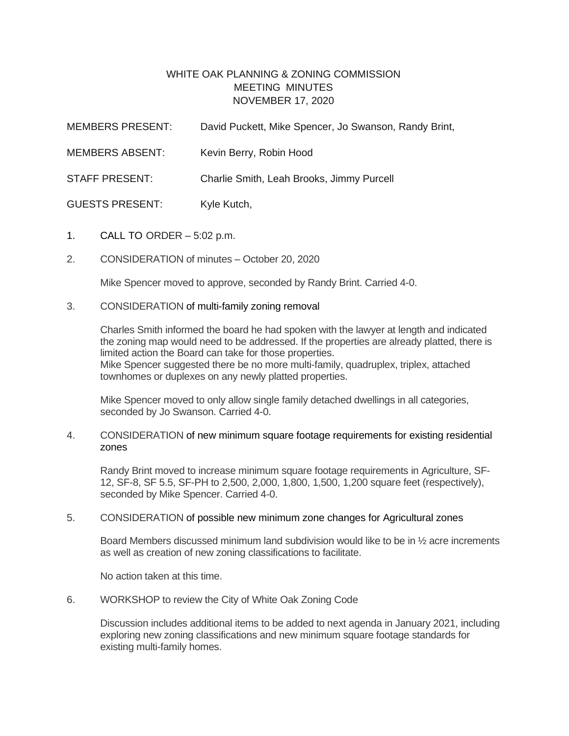# WHITE OAK PLANNING & ZONING COMMISSION
## MEETING MINUTES
## NOVEMBER 17, 2020

| | |
|---|---|
| MEMBERS PRESENT: | David Puckett, Mike Spencer, Jo Swanson, Randy Brint, |
| MEMBERS ABSENT: | Kevin Berry, Robin Hood |
| STAFF PRESENT: | Charlie Smith, Leah Brooks, Jimmy Purcell |
| GUESTS PRESENT: | Kyle Kutch, |

1. CALL TO ORDER – 5:02 p.m.

2. CONSIDERATION of minutes – October 20, 2020

   Mike Spencer moved to approve, seconded by Randy Brint. Carried 4-0.

3. CONSIDERATION of multi-family zoning removal

   Charles Smith informed the board he had spoken with the lawyer at length and indicated the zoning map would need to be addressed. If the properties are already platted, there is limited action the Board can take for those properties.
   Mike Spencer suggested there be no more multi-family, quadruplex, triplex, attached townhomes or duplexes on any newly platted properties.

   Mike Spencer moved to only allow single family detached dwellings in all categories, seconded by Jo Swanson. Carried 4-0.

4. CONSIDERATION of new minimum square footage requirements for existing residential zones

   Randy Brint moved to increase minimum square footage requirements in Agriculture, SF-12, SF-8, SF 5.5, SF-PH to 2,500, 2,000, 1,800, 1,500, 1,200 square feet (respectively), seconded by Mike Spencer. Carried 4-0.

5. CONSIDERATION of possible new minimum zone changes for Agricultural zones

   Board Members discussed minimum land subdivision would like to be in ½ acre increments as well as creation of new zoning classifications to facilitate.

   No action taken at this time.

6. WORKSHOP to review the City of White Oak Zoning Code

   Discussion includes additional items to be added to next agenda in January 2021, including exploring new zoning classifications and new minimum square footage standards for existing multi-family homes.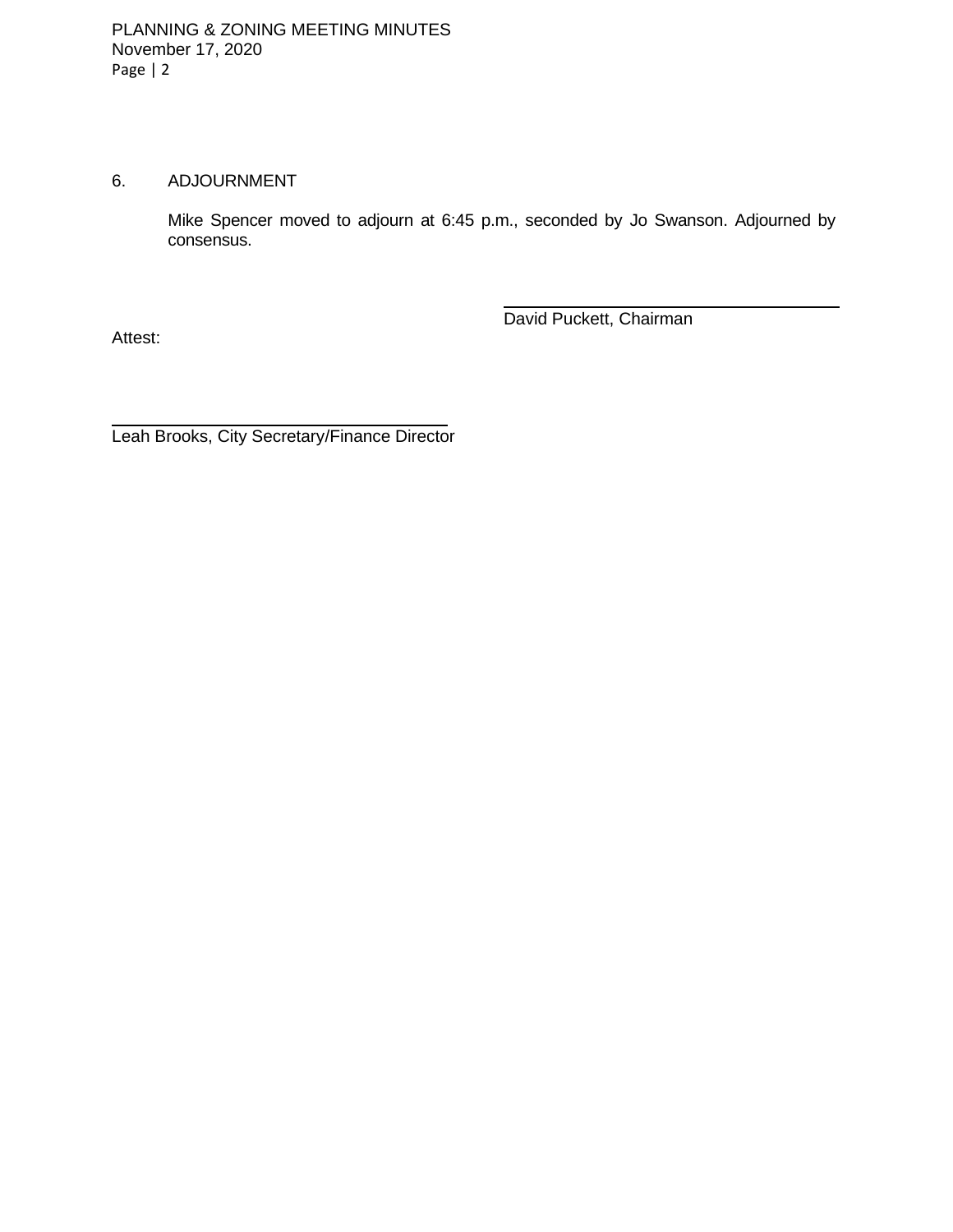## 6. ADJOURNMENT

Mike Spencer moved to adjourn at 6:45 p.m., seconded by Jo Swanson. Adjourned by consensus.

\_\_\_\_\_\_\_\_\_\_\_\_\_\_\_\_\_\_\_\_\_\_\_\_\_\_\_\_\_\_\_\_\_\_\_
David Puckett, Chairman

Attest:

\_\_\_\_\_\_\_\_\_\_\_\_\_\_\_\_\_\_\_\_\_\_\_\_\_\_\_\_\_\_\_\_\_\_\_
Leah Brooks, City Secretary/Finance Director